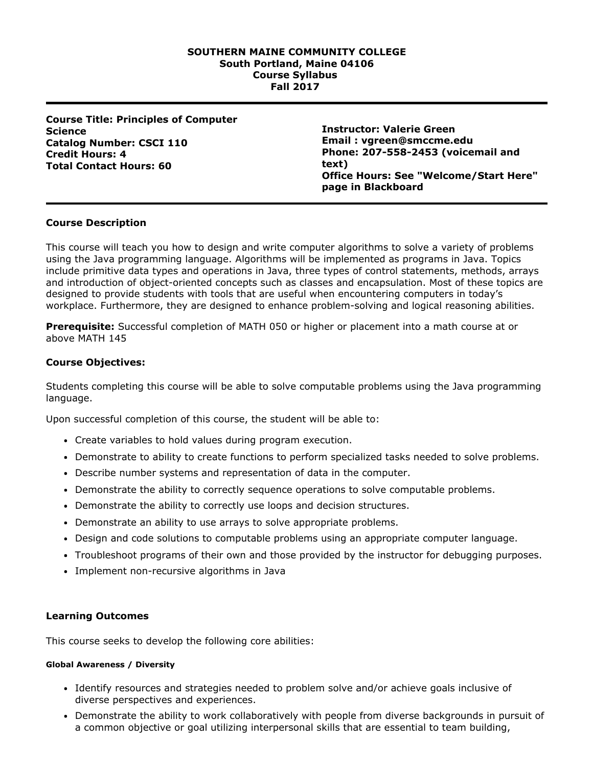**SOUTHERN MAINE COMMUNITY COLLEGE**
**South Portland, Maine 04106**
**Course Syllabus**
**Fall 2017**

---

**Course Title: Principles of Computer Science**
**Catalog Number: CSCI 110**
**Credit Hours: 4**
**Total Contact Hours: 60**

**Instructor: Valerie Green**
**Email : vgreen@smccme.edu**
**Phone: 207-558-2453 (voicemail and text)**
**Office Hours: See "Welcome/Start Here" page in Blackboard**

---

### Course Description

This course will teach you how to design and write computer algorithms to solve a variety of problems using the Java programming language. Algorithms will be implemented as programs in Java. Topics include primitive data types and operations in Java, three types of control statements, methods, arrays and introduction of object-oriented concepts such as classes and encapsulation. Most of these topics are designed to provide students with tools that are useful when encountering computers in today's workplace. Furthermore, they are designed to enhance problem-solving and logical reasoning abilities.

**Prerequisite:** Successful completion of MATH 050 or higher or placement into a math course at or above MATH 145

### Course Objectives:

Students completing this course will be able to solve computable problems using the Java programming language.

Upon successful completion of this course, the student will be able to:

- Create variables to hold values during program execution.
- Demonstrate to ability to create functions to perform specialized tasks needed to solve problems.
- Describe number systems and representation of data in the computer.
- Demonstrate the ability to correctly sequence operations to solve computable problems.
- Demonstrate the ability to correctly use loops and decision structures.
- Demonstrate an ability to use arrays to solve appropriate problems.
- Design and code solutions to computable problems using an appropriate computer language.
- Troubleshoot programs of their own and those provided by the instructor for debugging purposes.
- Implement non-recursive algorithms in Java

### Learning Outcomes

This course seeks to develop the following core abilities:

#### Global Awareness / Diversity

- Identify resources and strategies needed to problem solve and/or achieve goals inclusive of diverse perspectives and experiences.
- Demonstrate the ability to work collaboratively with people from diverse backgrounds in pursuit of a common objective or goal utilizing interpersonal skills that are essential to team building,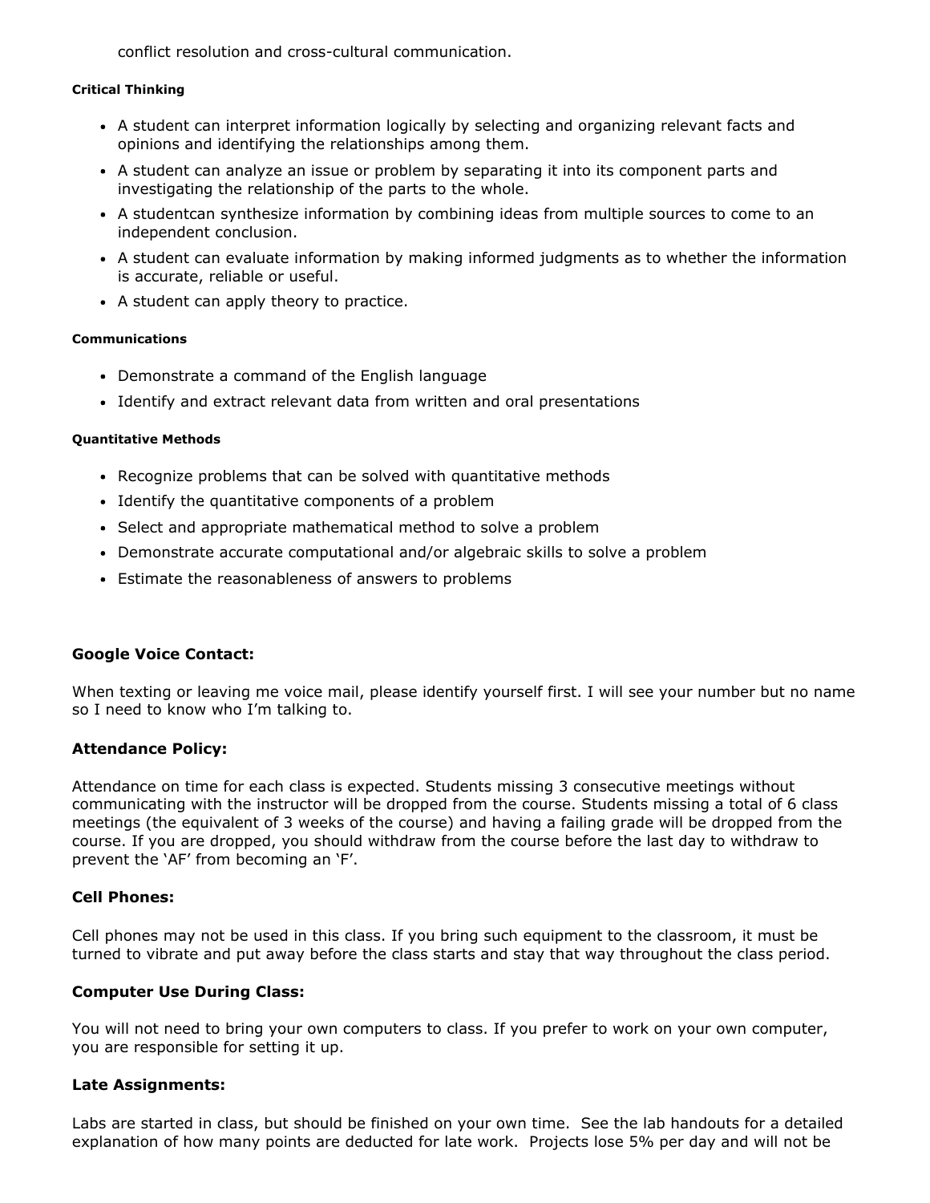conflict resolution and cross-cultural communication.

#### Critical Thinking

- A student can interpret information logically by selecting and organizing relevant facts and opinions and identifying the relationships among them.
- A student can analyze an issue or problem by separating it into its component parts and investigating the relationship of the parts to the whole.
- A studentcan synthesize information by combining ideas from multiple sources to come to an independent conclusion.
- A student can evaluate information by making informed judgments as to whether the information is accurate, reliable or useful.
- A student can apply theory to practice.

#### Communications

- Demonstrate a command of the English language
- Identify and extract relevant data from written and oral presentations

#### Quantitative Methods

- Recognize problems that can be solved with quantitative methods
- Identify the quantitative components of a problem
- Select and appropriate mathematical method to solve a problem
- Demonstrate accurate computational and/or algebraic skills to solve a problem
- Estimate the reasonableness of answers to problems

### Google Voice Contact:

When texting or leaving me voice mail, please identify yourself first. I will see your number but no name so I need to know who I'm talking to.

### Attendance Policy:

Attendance on time for each class is expected. Students missing 3 consecutive meetings without communicating with the instructor will be dropped from the course. Students missing a total of 6 class meetings (the equivalent of 3 weeks of the course) and having a failing grade will be dropped from the course. If you are dropped, you should withdraw from the course before the last day to withdraw to prevent the 'AF' from becoming an 'F'.

### Cell Phones:

Cell phones may not be used in this class. If you bring such equipment to the classroom, it must be turned to vibrate and put away before the class starts and stay that way throughout the class period.

### Computer Use During Class:

You will not need to bring your own computers to class. If you prefer to work on your own computer, you are responsible for setting it up.

### Late Assignments:

Labs are started in class, but should be finished on your own time. See the lab handouts for a detailed explanation of how many points are deducted for late work. Projects lose 5% per day and will not be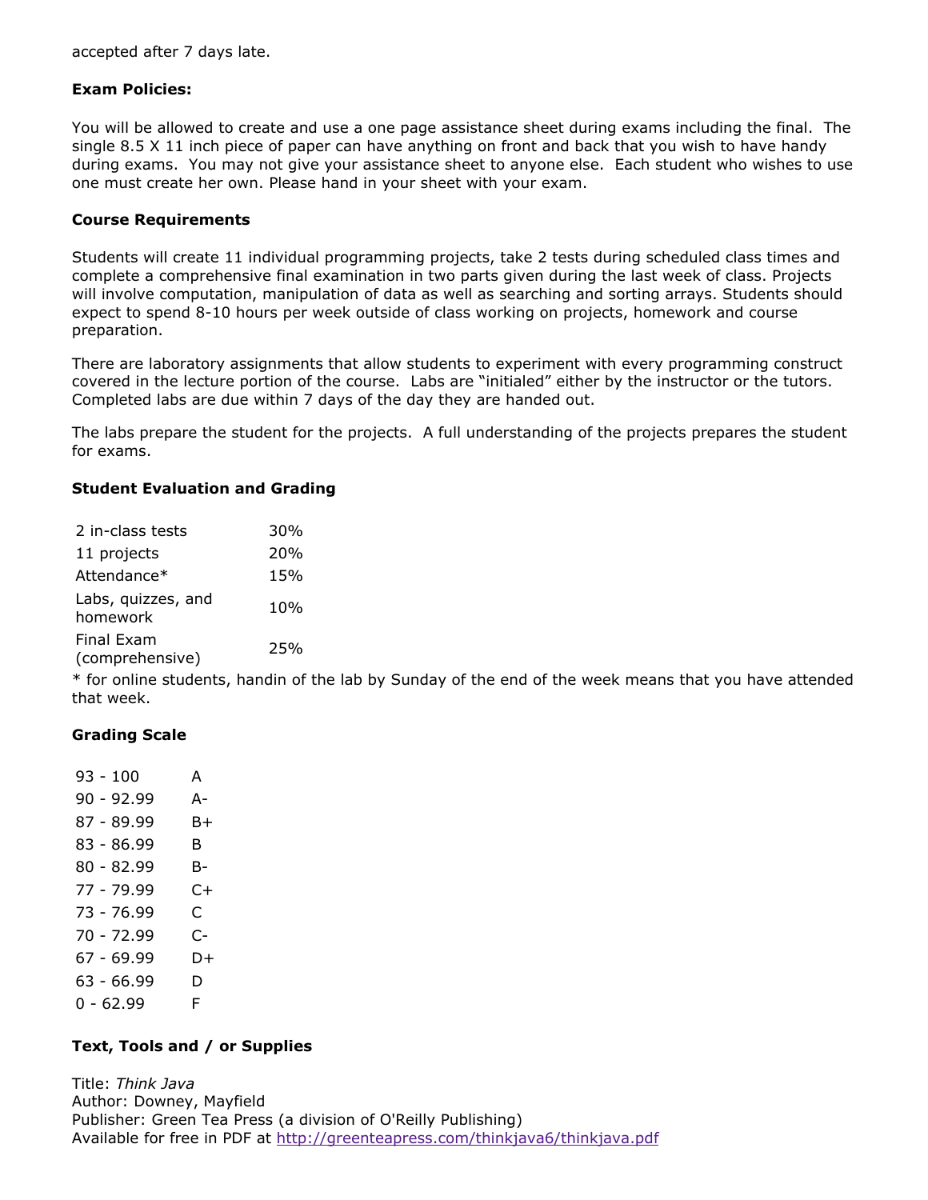accepted after 7 days late.

**Exam Policies:**

You will be allowed to create and use a one page assistance sheet during exams including the final. The single 8.5 X 11 inch piece of paper can have anything on front and back that you wish to have handy during exams. You may not give your assistance sheet to anyone else. Each student who wishes to use one must create her own. Please hand in your sheet with your exam.

**Course Requirements**

Students will create 11 individual programming projects, take 2 tests during scheduled class times and complete a comprehensive final examination in two parts given during the last week of class. Projects will involve computation, manipulation of data as well as searching and sorting arrays. Students should expect to spend 8-10 hours per week outside of class working on projects, homework and course preparation.

There are laboratory assignments that allow students to experiment with every programming construct covered in the lecture portion of the course. Labs are "initialed" either by the instructor or the tutors. Completed labs are due within 7 days of the day they are handed out.

The labs prepare the student for the projects. A full understanding of the projects prepares the student for exams.

**Student Evaluation and Grading**

| | |
|---|---|
| 2 in-class tests | 30% |
| 11 projects | 20% |
| Attendance* | 15% |
| Labs, quizzes, and homework | 10% |
| Final Exam (comprehensive) | 25% |

* for online students, handin of the lab by Sunday of the end of the week means that you have attended that week.

**Grading Scale**

| | |
|---|---|
| 93 - 100 | A |
| 90 - 92.99 | A- |
| 87 - 89.99 | B+ |
| 83 - 86.99 | B |
| 80 - 82.99 | B- |
| 77 - 79.99 | C+ |
| 73 - 76.99 | C |
| 70 - 72.99 | C- |
| 67 - 69.99 | D+ |
| 63 - 66.99 | D |
| 0 - 62.99 | F |

**Text, Tools and / or Supplies**

Title: *Think Java*
Author: Downey, Mayfield
Publisher: Green Tea Press (a division of O'Reilly Publishing)
Available for free in PDF at http://greenteapress.com/thinkjava6/thinkjava.pdf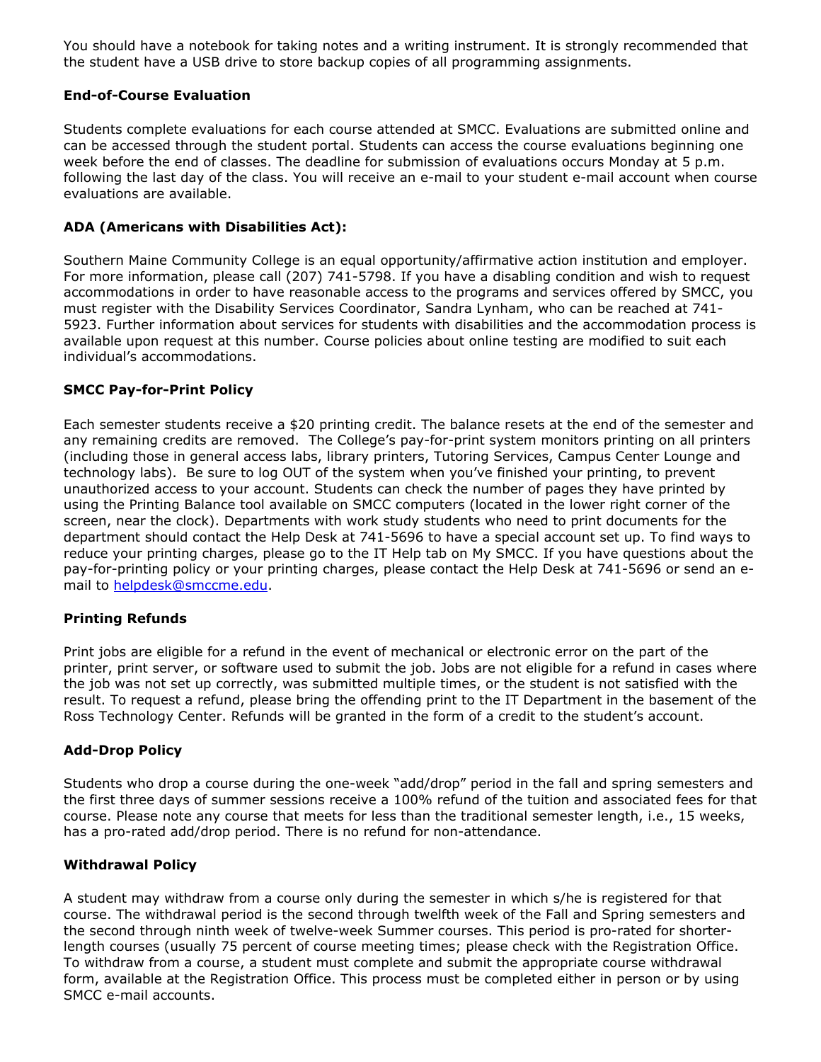You should have a notebook for taking notes and a writing instrument. It is strongly recommended that the student have a USB drive to store backup copies of all programming assignments.

### End-of-Course Evaluation

Students complete evaluations for each course attended at SMCC. Evaluations are submitted online and can be accessed through the student portal. Students can access the course evaluations beginning one week before the end of classes. The deadline for submission of evaluations occurs Monday at 5 p.m. following the last day of the class. You will receive an e-mail to your student e-mail account when course evaluations are available.

### ADA (Americans with Disabilities Act):

Southern Maine Community College is an equal opportunity/affirmative action institution and employer. For more information, please call (207) 741-5798. If you have a disabling condition and wish to request accommodations in order to have reasonable access to the programs and services offered by SMCC, you must register with the Disability Services Coordinator, Sandra Lynham, who can be reached at 741-5923. Further information about services for students with disabilities and the accommodation process is available upon request at this number. Course policies about online testing are modified to suit each individual's accommodations.

### SMCC Pay-for-Print Policy

Each semester students receive a $20 printing credit. The balance resets at the end of the semester and any remaining credits are removed. The College's pay-for-print system monitors printing on all printers (including those in general access labs, library printers, Tutoring Services, Campus Center Lounge and technology labs). Be sure to log OUT of the system when you've finished your printing, to prevent unauthorized access to your account. Students can check the number of pages they have printed by using the Printing Balance tool available on SMCC computers (located in the lower right corner of the screen, near the clock). Departments with work study students who need to print documents for the department should contact the Help Desk at 741-5696 to have a special account set up. To find ways to reduce your printing charges, please go to the IT Help tab on My SMCC. If you have questions about the pay-for-printing policy or your printing charges, please contact the Help Desk at 741-5696 or send an e-mail to helpdesk@smccme.edu.

### Printing Refunds

Print jobs are eligible for a refund in the event of mechanical or electronic error on the part of the printer, print server, or software used to submit the job. Jobs are not eligible for a refund in cases where the job was not set up correctly, was submitted multiple times, or the student is not satisfied with the result. To request a refund, please bring the offending print to the IT Department in the basement of the Ross Technology Center. Refunds will be granted in the form of a credit to the student's account.

### Add-Drop Policy

Students who drop a course during the one-week "add/drop" period in the fall and spring semesters and the first three days of summer sessions receive a 100% refund of the tuition and associated fees for that course. Please note any course that meets for less than the traditional semester length, i.e., 15 weeks, has a pro-rated add/drop period. There is no refund for non-attendance.

### Withdrawal Policy

A student may withdraw from a course only during the semester in which s/he is registered for that course. The withdrawal period is the second through twelfth week of the Fall and Spring semesters and the second through ninth week of twelve-week Summer courses. This period is pro-rated for shorter-length courses (usually 75 percent of course meeting times; please check with the Registration Office. To withdraw from a course, a student must complete and submit the appropriate course withdrawal form, available at the Registration Office. This process must be completed either in person or by using SMCC e-mail accounts.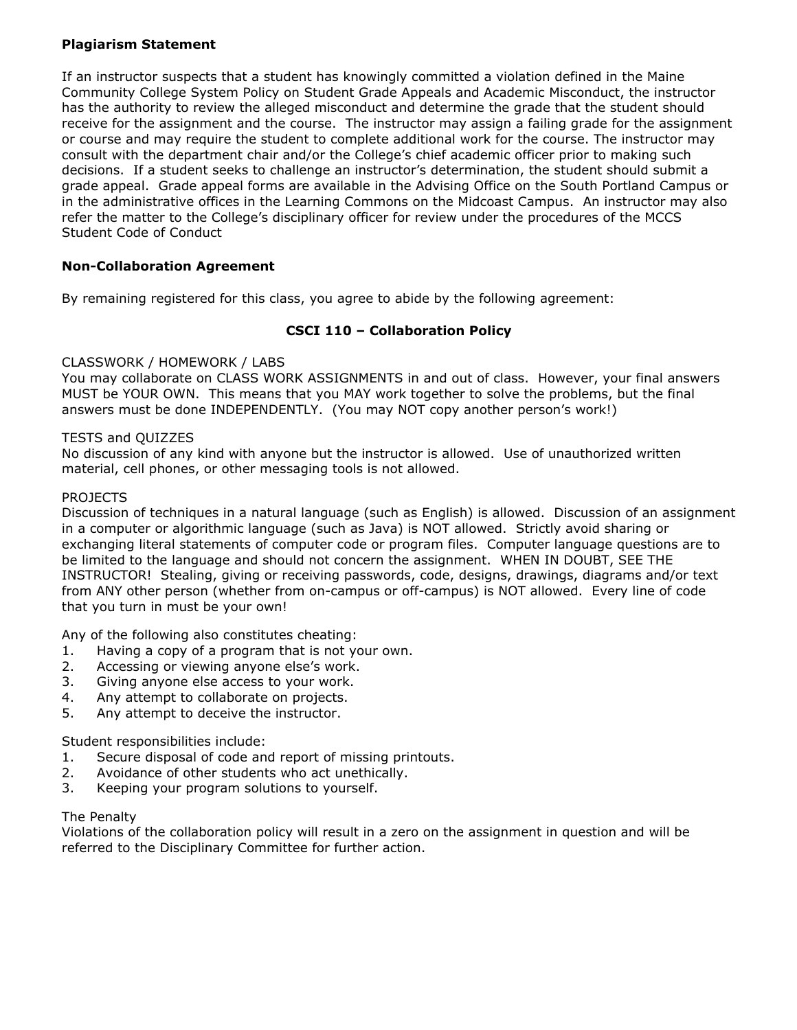**Plagiarism Statement**

If an instructor suspects that a student has knowingly committed a violation defined in the Maine Community College System Policy on Student Grade Appeals and Academic Misconduct, the instructor has the authority to review the alleged misconduct and determine the grade that the student should receive for the assignment and the course. The instructor may assign a failing grade for the assignment or course and may require the student to complete additional work for the course. The instructor may consult with the department chair and/or the College's chief academic officer prior to making such decisions. If a student seeks to challenge an instructor's determination, the student should submit a grade appeal. Grade appeal forms are available in the Advising Office on the South Portland Campus or in the administrative offices in the Learning Commons on the Midcoast Campus. An instructor may also refer the matter to the College's disciplinary officer for review under the procedures of the MCCS Student Code of Conduct

**Non-Collaboration Agreement**

By remaining registered for this class, you agree to abide by the following agreement:

**CSCI 110 – Collaboration Policy**

CLASSWORK / HOMEWORK / LABS
You may collaborate on CLASS WORK ASSIGNMENTS in and out of class. However, your final answers MUST be YOUR OWN. This means that you MAY work together to solve the problems, but the final answers must be done INDEPENDENTLY. (You may NOT copy another person's work!)

TESTS and QUIZZES
No discussion of any kind with anyone but the instructor is allowed. Use of unauthorized written material, cell phones, or other messaging tools is not allowed.

PROJECTS
Discussion of techniques in a natural language (such as English) is allowed. Discussion of an assignment in a computer or algorithmic language (such as Java) is NOT allowed. Strictly avoid sharing or exchanging literal statements of computer code or program files. Computer language questions are to be limited to the language and should not concern the assignment. WHEN IN DOUBT, SEE THE INSTRUCTOR! Stealing, giving or receiving passwords, code, designs, drawings, diagrams and/or text from ANY other person (whether from on-campus or off-campus) is NOT allowed. Every line of code that you turn in must be your own!

Any of the following also constitutes cheating:

1. Having a copy of a program that is not your own.
2. Accessing or viewing anyone else's work.
3. Giving anyone else access to your work.
4. Any attempt to collaborate on projects.
5. Any attempt to deceive the instructor.

Student responsibilities include:

1. Secure disposal of code and report of missing printouts.
2. Avoidance of other students who act unethically.
3. Keeping your program solutions to yourself.

The Penalty
Violations of the collaboration policy will result in a zero on the assignment in question and will be referred to the Disciplinary Committee for further action.